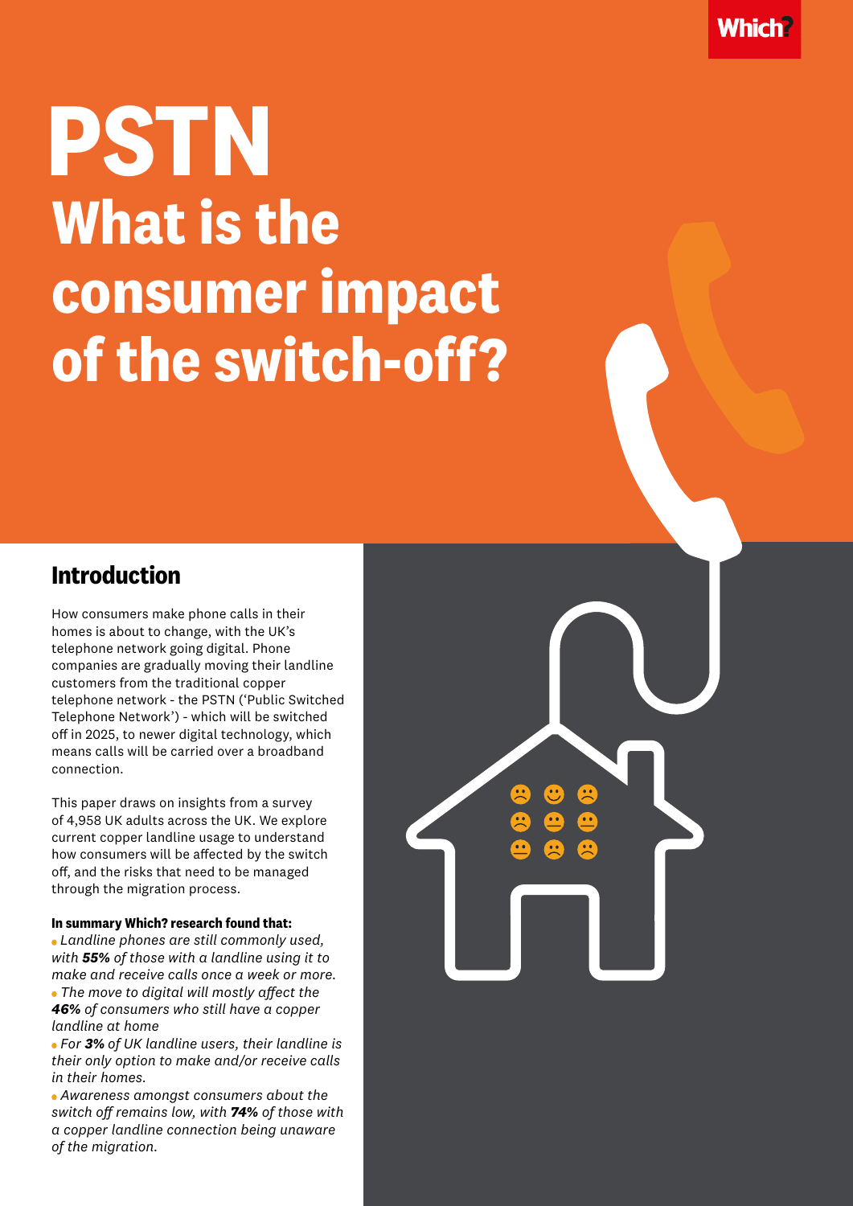# PSTN

## What is the consumer impact of the switch-off?

## Introduction

How consumers make phone calls in their homes is about to change, with the UK's telephone network going digital. Phone companies are gradually moving their landline customers from the traditional copper telephone network - the PSTN ('Public Switched Telephone Network') - which will be switched off in 2025, to newer digital technology, which means calls will be carried over a broadband connection.

This paper draws on insights from a survey of 4,958 UK adults across the UK. We explore current copper landline usage to understand how consumers will be affected by the switch off, and the risks that need to be managed through the migration process.

**In summary Which? research found that:**

- *Landline phones are still commonly used, with **55%** of those with a landline using it to make and receive calls once a week or more.*
- *The move to digital will mostly affect the **46%** of consumers who still have a copper landline at home*
- *For **3%** of UK landline users, their landline is their only option to make and/or receive calls in their homes.*
- *Awareness amongst consumers about the switch off remains low, with **74%** of those with a copper landline connection being unaware of the migration.*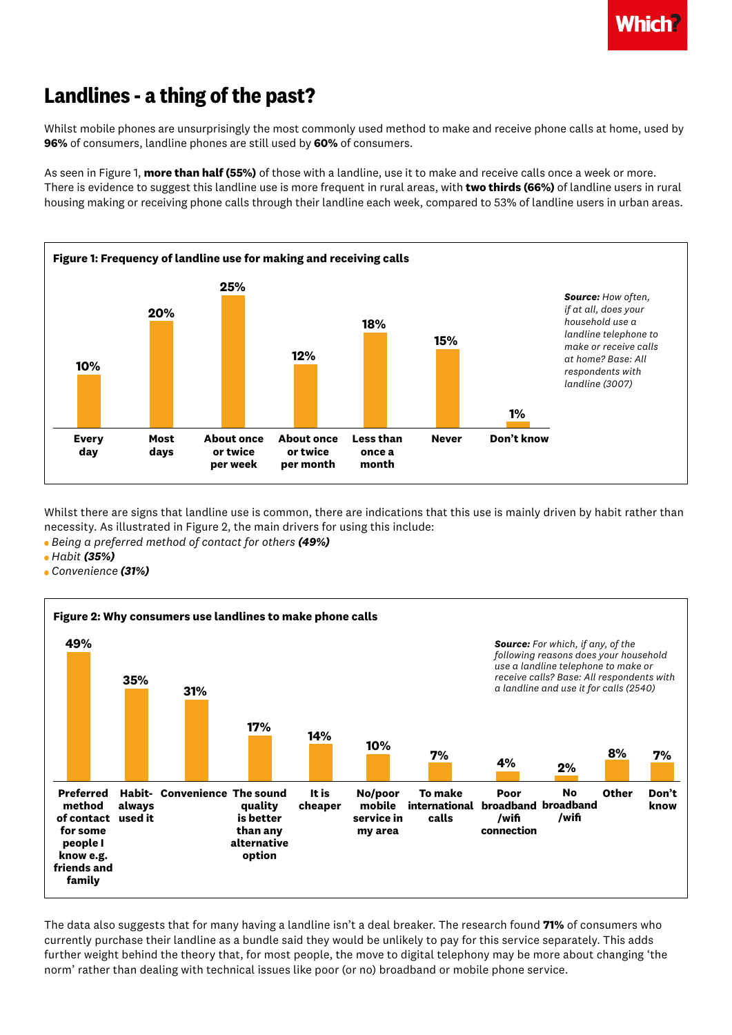# Landlines - a thing of the past?

Whilst mobile phones are unsurprisingly the most commonly used method to make and receive phone calls at home, used by **96%** of consumers, landline phones are still used by **60%** of consumers.

As seen in Figure 1, **more than half (55%)** of those with a landline, use it to make and receive calls once a week or more. There is evidence to suggest this landline use is more frequent in rural areas, with **two thirds (66%)** of landline users in rural housing making or receiving phone calls through their landline each week, compared to 53% of landline users in urban areas.

**Figure 1: Frequency of landline use for making and receiving calls**

| Frequency | % |
|---|---|
| Every day | 10% |
| Most days | 20% |
| About once or twice per week | 25% |
| About once or twice per month | 12% |
| Less than once a month | 18% |
| Never | 15% |
| Don't know | 1% |

***Source:** How often, if at all, does your household use a landline telephone to make or receive calls at home? Base: All respondents with landline (3007)*

Whilst there are signs that landline use is common, there are indications that this use is mainly driven by habit rather than necessity. As illustrated in Figure 2, the main drivers for using this include:

- *Being a preferred method of contact for others **(49%)***
- *Habit **(35%)***
- *Convenience **(31%)***

**Figure 2: Why consumers use landlines to make phone calls**

| Reason | % |
|---|---|
| Preferred method of contact for some people I know e.g. friends and family | 49% |
| Habit- always used it | 35% |
| Convenience | 31% |
| The sound quality is better than any alternative option | 17% |
| It is cheaper | 14% |
| No/poor mobile service in my area | 10% |
| To make international calls | 7% |
| Poor broadband /wifi connection | 4% |
| No broadband /wifi | 2% |
| Other | 8% |
| Don't know | 7% |

***Source:** For which, if any, of the following reasons does your household use a landline telephone to make or receive calls? Base: All respondents with a landline and use it for calls (2540)*

The data also suggests that for many having a landline isn't a deal breaker. The research found **71%** of consumers who currently purchase their landline as a bundle said they would be unlikely to pay for this service separately. This adds further weight behind the theory that, for most people, the move to digital telephony may be more about changing 'the norm' rather than dealing with technical issues like poor (or no) broadband or mobile phone service.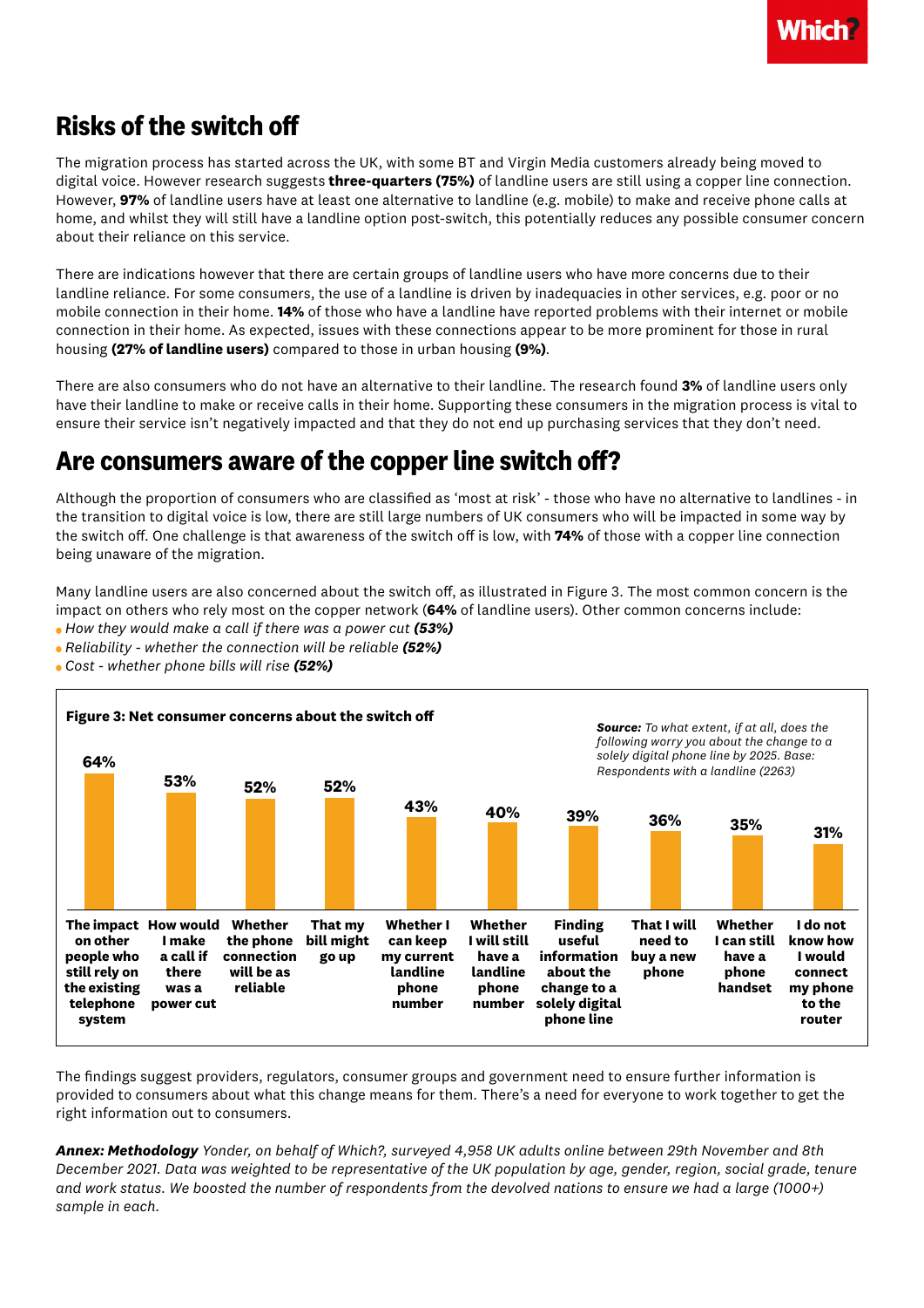## Risks of the switch off

The migration process has started across the UK, with some BT and Virgin Media customers already being moved to digital voice. However research suggests **three-quarters (75%)** of landline users are still using a copper line connection. However, **97%** of landline users have at least one alternative to landline (e.g. mobile) to make and receive phone calls at home, and whilst they will still have a landline option post-switch, this potentially reduces any possible consumer concern about their reliance on this service.

There are indications however that there are certain groups of landline users who have more concerns due to their landline reliance. For some consumers, the use of a landline is driven by inadequacies in other services, e.g. poor or no mobile connection in their home. **14%** of those who have a landline have reported problems with their internet or mobile connection in their home. As expected, issues with these connections appear to be more prominent for those in rural housing **(27% of landline users)** compared to those in urban housing **(9%)**.

There are also consumers who do not have an alternative to their landline. The research found **3%** of landline users only have their landline to make or receive calls in their home. Supporting these consumers in the migration process is vital to ensure their service isn't negatively impacted and that they do not end up purchasing services that they don't need.

## Are consumers aware of the copper line switch off?

Although the proportion of consumers who are classified as 'most at risk' - those who have no alternative to landlines - in the transition to digital voice is low, there are still large numbers of UK consumers who will be impacted in some way by the switch off. One challenge is that awareness of the switch off is low, with **74%** of those with a copper line connection being unaware of the migration.

Many landline users are also concerned about the switch off, as illustrated in Figure 3. The most common concern is the impact on others who rely most on the copper network (**64%** of landline users). Other common concerns include:

- *How they would make a call if there was a power cut **(53%)***
- *Reliability - whether the connection will be reliable **(52%)***
- *Cost - whether phone bills will rise **(52%)***

**Figure 3: Net consumer concerns about the switch off**

***Source:*** *To what extent, if at all, does the following worry you about the change to a solely digital phone line by 2025. Base: Respondents with a landline (2263)*

64% The impact on other people who still rely on the existing telephone system

53% How would I make a call if there was a power cut

52% Whether the phone connection will be as reliable

52% That my bill might go up

43% Whether I can keep my current landline phone number

40% Whether I will still have a landline phone number

39% Finding useful information about the change to a solely digital phone line

36% That I will need to buy a new phone

35% Whether I can still have a phone handset

31% I do not know how I would connect my phone to the router

The findings suggest providers, regulators, consumer groups and government need to ensure further information is provided to consumers about what this change means for them. There's a need for everyone to work together to get the right information out to consumers.

***Annex: Methodology*** *Yonder, on behalf of Which?, surveyed 4,958 UK adults online between 29th November and 8th December 2021. Data was weighted to be representative of the UK population by age, gender, region, social grade, tenure and work status. We boosted the number of respondents from the devolved nations to ensure we had a large (1000+) sample in each.*